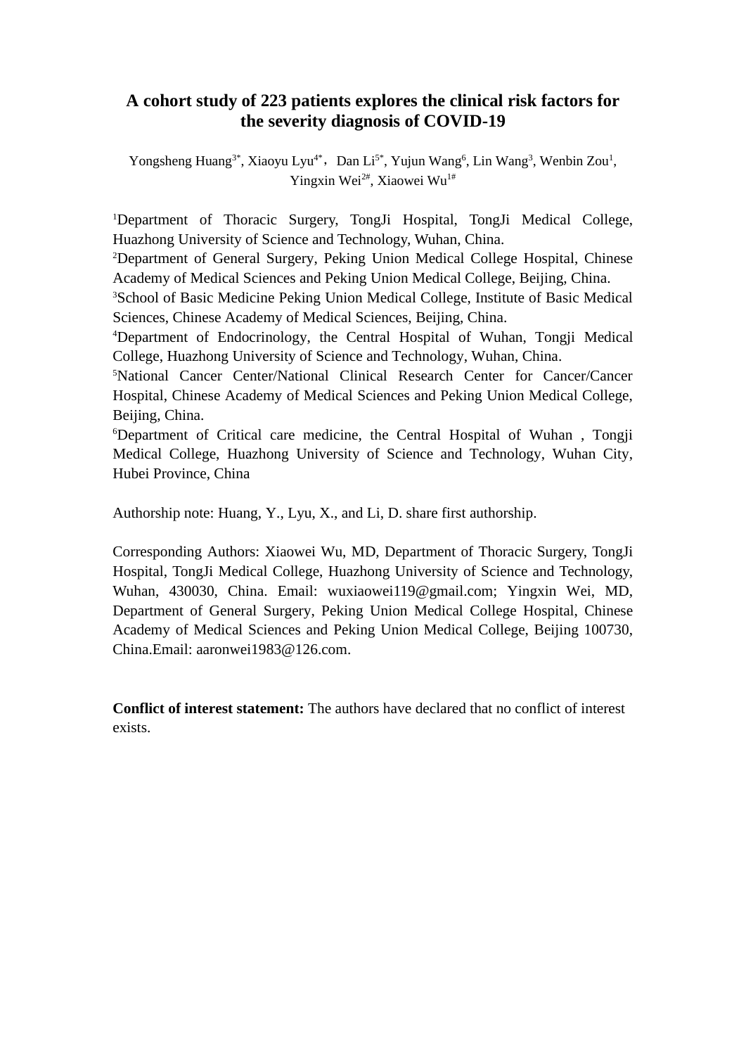# A cohort study of 223 patients explores the clinical risk factors for the severity diagnosis of COVID-19

Yongsheng Huang[3*], Xiaoyu Lyu[4*], Dan Li[5*], Yujun Wang[6], Lin Wang[3], Wenbin Zou[1], Yingxin Wei[2#], Xiaowei Wu[1#]

[1]Department of Thoracic Surgery, TongJi Hospital, TongJi Medical College, Huazhong University of Science and Technology, Wuhan, China.
[2]Department of General Surgery, Peking Union Medical College Hospital, Chinese Academy of Medical Sciences and Peking Union Medical College, Beijing, China.
[3]School of Basic Medicine Peking Union Medical College, Institute of Basic Medical Sciences, Chinese Academy of Medical Sciences, Beijing, China.
[4]Department of Endocrinology, the Central Hospital of Wuhan, Tongji Medical College, Huazhong University of Science and Technology, Wuhan, China.
[5]National Cancer Center/National Clinical Research Center for Cancer/Cancer Hospital, Chinese Academy of Medical Sciences and Peking Union Medical College, Beijing, China.
[6]Department of Critical care medicine, the Central Hospital of Wuhan , Tongji Medical College, Huazhong University of Science and Technology, Wuhan City, Hubei Province, China

Authorship note: Huang, Y., Lyu, X., and Li, D. share first authorship.

Corresponding Authors: Xiaowei Wu, MD, Department of Thoracic Surgery, TongJi Hospital, TongJi Medical College, Huazhong University of Science and Technology, Wuhan, 430030, China. Email: wuxiaowei119@gmail.com; Yingxin Wei, MD, Department of General Surgery, Peking Union Medical College Hospital, Chinese Academy of Medical Sciences and Peking Union Medical College, Beijing 100730, China.Email: aaronwei1983@126.com.

**Conflict of interest statement:** The authors have declared that no conflict of interest exists.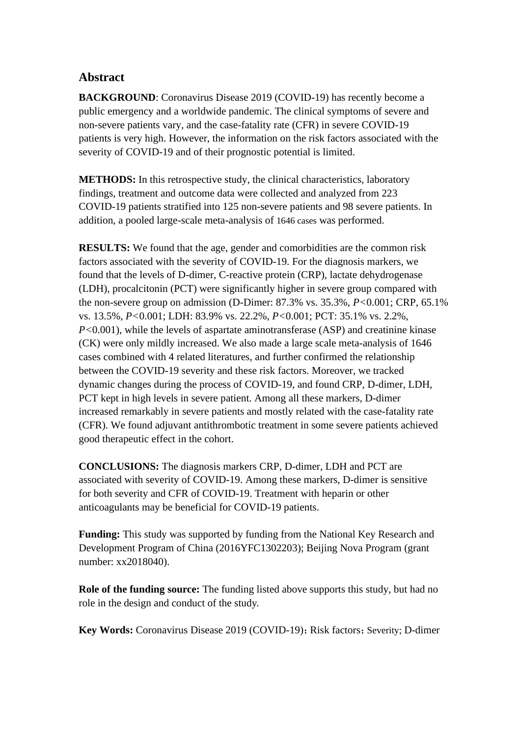## Abstract

**BACKGROUND**: Coronavirus Disease 2019 (COVID-19) has recently become a public emergency and a worldwide pandemic. The clinical symptoms of severe and non-severe patients vary, and the case-fatality rate (CFR) in severe COVID-19 patients is very high. However, the information on the risk factors associated with the severity of COVID-19 and of their prognostic potential is limited.

**METHODS:** In this retrospective study, the clinical characteristics, laboratory findings, treatment and outcome data were collected and analyzed from 223 COVID-19 patients stratified into 125 non-severe patients and 98 severe patients. In addition, a pooled large-scale meta-analysis of 1646 cases was performed.

**RESULTS:** We found that the age, gender and comorbidities are the common risk factors associated with the severity of COVID-19. For the diagnosis markers, we found that the levels of D-dimer, C-reactive protein (CRP), lactate dehydrogenase (LDH), procalcitonin (PCT) were significantly higher in severe group compared with the non-severe group on admission (D-Dimer: 87.3% vs. 35.3%, $P<0.001$; CRP, 65.1% vs. 13.5%, $P<0.001$; LDH: 83.9% vs. 22.2%, $P<0.001$; PCT: 35.1% vs. 2.2%, $P<0.001$), while the levels of aspartate aminotransferase (ASP) and creatinine kinase (CK) were only mildly increased. We also made a large scale meta-analysis of 1646 cases combined with 4 related literatures, and further confirmed the relationship between the COVID-19 severity and these risk factors. Moreover, we tracked dynamic changes during the process of COVID-19, and found CRP, D-dimer, LDH, PCT kept in high levels in severe patient. Among all these markers, D-dimer increased remarkably in severe patients and mostly related with the case-fatality rate (CFR). We found adjuvant antithrombotic treatment in some severe patients achieved good therapeutic effect in the cohort.

**CONCLUSIONS:** The diagnosis markers CRP, D-dimer, LDH and PCT are associated with severity of COVID-19. Among these markers, D-dimer is sensitive for both severity and CFR of COVID-19. Treatment with heparin or other anticoagulants may be beneficial for COVID-19 patients.

**Funding:** This study was supported by funding from the National Key Research and Development Program of China (2016YFC1302203); Beijing Nova Program (grant number: xx2018040).

**Role of the funding source:** The funding listed above supports this study, but had no role in the design and conduct of the study.

**Key Words:** Coronavirus Disease 2019 (COVID-19); Risk factors; Severity; D-dimer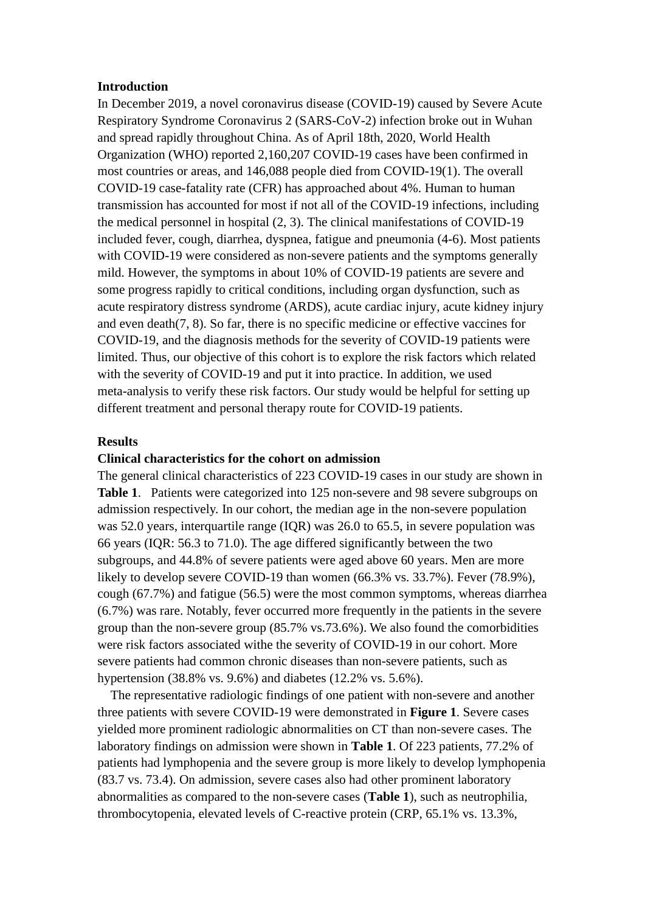## Introduction

In December 2019, a novel coronavirus disease (COVID-19) caused by Severe Acute Respiratory Syndrome Coronavirus 2 (SARS-CoV-2) infection broke out in Wuhan and spread rapidly throughout China. As of April 18th, 2020, World Health Organization (WHO) reported 2,160,207 COVID-19 cases have been confirmed in most countries or areas, and 146,088 people died from COVID-19(1). The overall COVID-19 case-fatality rate (CFR) has approached about 4%. Human to human transmission has accounted for most if not all of the COVID-19 infections, including the medical personnel in hospital (2, 3). The clinical manifestations of COVID-19 included fever, cough, diarrhea, dyspnea, fatigue and pneumonia (4-6). Most patients with COVID-19 were considered as non-severe patients and the symptoms generally mild. However, the symptoms in about 10% of COVID-19 patients are severe and some progress rapidly to critical conditions, including organ dysfunction, such as acute respiratory distress syndrome (ARDS), acute cardiac injury, acute kidney injury and even death(7, 8). So far, there is no specific medicine or effective vaccines for COVID-19, and the diagnosis methods for the severity of COVID-19 patients were limited. Thus, our objective of this cohort is to explore the risk factors which related with the severity of COVID-19 and put it into practice. In addition, we used meta-analysis to verify these risk factors. Our study would be helpful for setting up different treatment and personal therapy route for COVID-19 patients.

## Results

### Clinical characteristics for the cohort on admission

The general clinical characteristics of 223 COVID-19 cases in our study are shown in **Table 1**. Patients were categorized into 125 non-severe and 98 severe subgroups on admission respectively. In our cohort, the median age in the non-severe population was 52.0 years, interquartile range (IQR) was 26.0 to 65.5, in severe population was 66 years (IQR: 56.3 to 71.0). The age differed significantly between the two subgroups, and 44.8% of severe patients were aged above 60 years. Men are more likely to develop severe COVID-19 than women (66.3% vs. 33.7%). Fever (78.9%), cough (67.7%) and fatigue (56.5) were the most common symptoms, whereas diarrhea (6.7%) was rare. Notably, fever occurred more frequently in the patients in the severe group than the non-severe group (85.7% vs.73.6%). We also found the comorbidities were risk factors associated withe the severity of COVID-19 in our cohort. More severe patients had common chronic diseases than non-severe patients, such as hypertension (38.8% vs. 9.6%) and diabetes (12.2% vs. 5.6%).

The representative radiologic findings of one patient with non-severe and another three patients with severe COVID-19 were demonstrated in **Figure 1**. Severe cases yielded more prominent radiologic abnormalities on CT than non-severe cases. The laboratory findings on admission were shown in **Table 1**. Of 223 patients, 77.2% of patients had lymphopenia and the severe group is more likely to develop lymphopenia (83.7 vs. 73.4). On admission, severe cases also had other prominent laboratory abnormalities as compared to the non-severe cases (**Table 1**), such as neutrophilia, thrombocytopenia, elevated levels of C-reactive protein (CRP, 65.1% vs. 13.3%,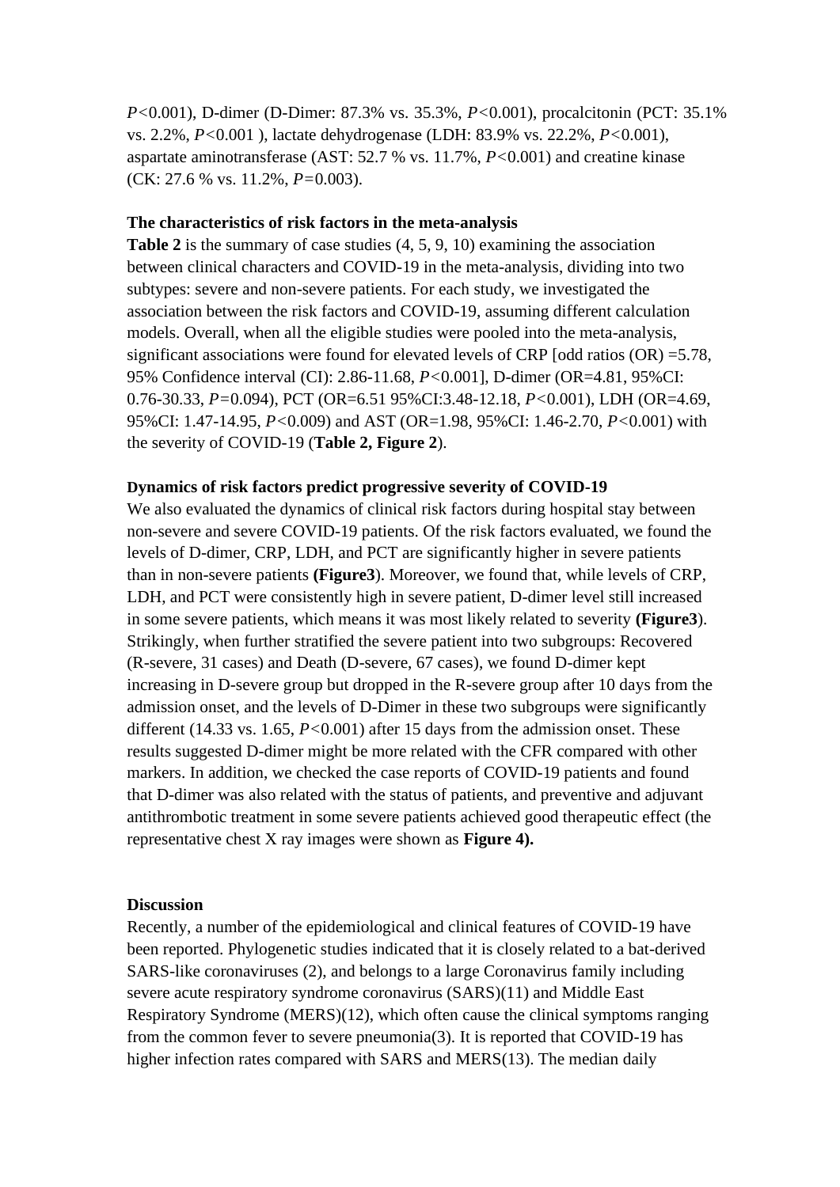*P*<0.001), D-dimer (D-Dimer: 87.3% vs. 35.3%, *P*<0.001), procalcitonin (PCT: 35.1% vs. 2.2%, *P*<0.001 ), lactate dehydrogenase (LDH: 83.9% vs. 22.2%, *P*<0.001), aspartate aminotransferase (AST: 52.7 % vs. 11.7%, *P*<0.001) and creatine kinase (CK: 27.6 % vs. 11.2%, *P*=0.003).

**The characteristics of risk factors in the meta-analysis**

**Table 2** is the summary of case studies (4, 5, 9, 10) examining the association between clinical characters and COVID-19 in the meta-analysis, dividing into two subtypes: severe and non-severe patients. For each study, we investigated the association between the risk factors and COVID-19, assuming different calculation models. Overall, when all the eligible studies were pooled into the meta-analysis, significant associations were found for elevated levels of CRP [odd ratios (OR) =5.78, 95% Confidence interval (CI): 2.86-11.68, *P*<0.001], D-dimer (OR=4.81, 95%CI: 0.76-30.33, *P*=0.094), PCT (OR=6.51 95%CI:3.48-12.18, *P*<0.001), LDH (OR=4.69, 95%CI: 1.47-14.95, *P*<0.009) and AST (OR=1.98, 95%CI: 1.46-2.70, *P*<0.001) with the severity of COVID-19 (**Table 2, Figure 2**).

**Dynamics of risk factors predict progressive severity of COVID-19**

We also evaluated the dynamics of clinical risk factors during hospital stay between non-severe and severe COVID-19 patients. Of the risk factors evaluated, we found the levels of D-dimer, CRP, LDH, and PCT are significantly higher in severe patients than in non-severe patients **(Figure3**). Moreover, we found that, while levels of CRP, LDH, and PCT were consistently high in severe patient, D-dimer level still increased in some severe patients, which means it was most likely related to severity **(Figure3**). Strikingly, when further stratified the severe patient into two subgroups: Recovered (R-severe, 31 cases) and Death (D-severe, 67 cases), we found D-dimer kept increasing in D-severe group but dropped in the R-severe group after 10 days from the admission onset, and the levels of D-Dimer in these two subgroups were significantly different (14.33 vs. 1.65, *P*<0.001) after 15 days from the admission onset. These results suggested D-dimer might be more related with the CFR compared with other markers. In addition, we checked the case reports of COVID-19 patients and found that D-dimer was also related with the status of patients, and preventive and adjuvant antithrombotic treatment in some severe patients achieved good therapeutic effect (the representative chest X ray images were shown as **Figure 4).**

## Discussion

Recently, a number of the epidemiological and clinical features of COVID-19 have been reported. Phylogenetic studies indicated that it is closely related to a bat-derived SARS-like coronaviruses (2), and belongs to a large Coronavirus family including severe acute respiratory syndrome coronavirus (SARS)(11) and Middle East Respiratory Syndrome (MERS)(12), which often cause the clinical symptoms ranging from the common fever to severe pneumonia(3). It is reported that COVID-19 has higher infection rates compared with SARS and MERS(13). The median daily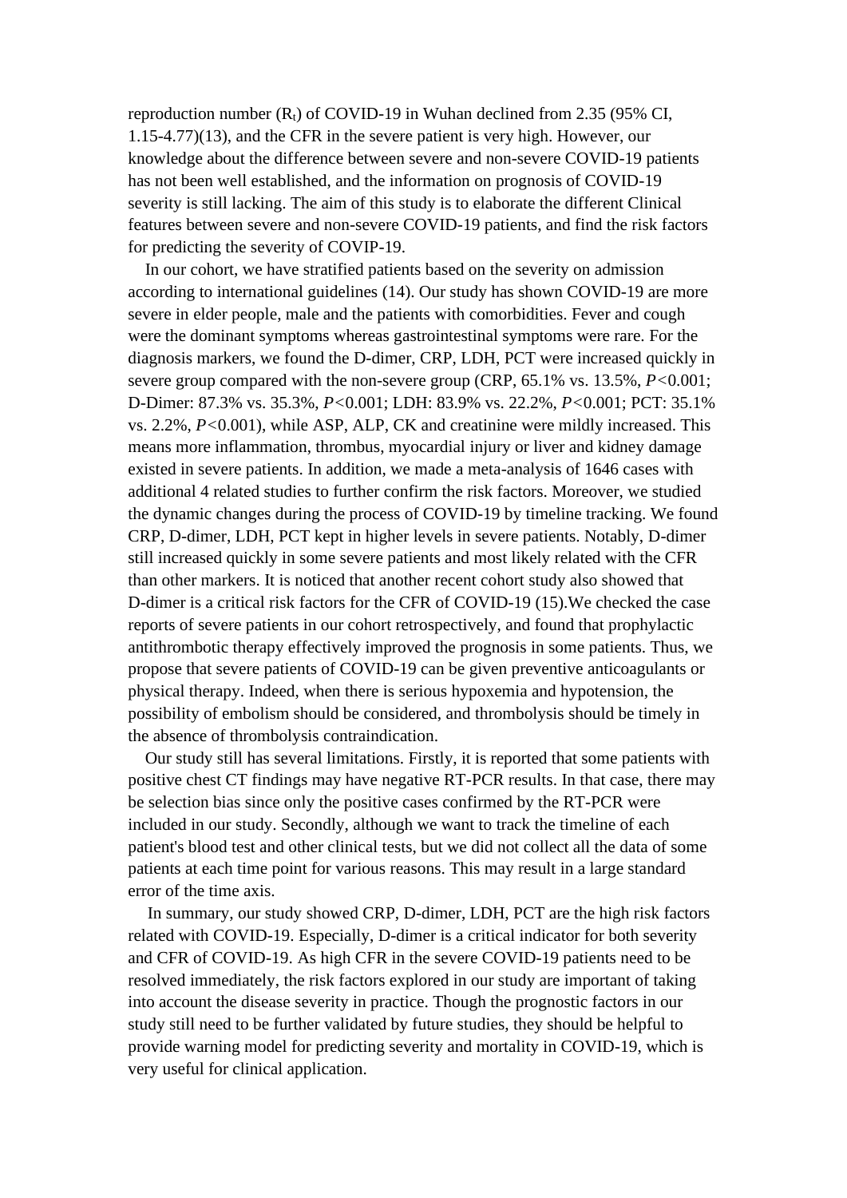reproduction number ($R_t$) of COVID-19 in Wuhan declined from 2.35 (95% CI, 1.15-4.77)(13), and the CFR in the severe patient is very high. However, our knowledge about the difference between severe and non-severe COVID-19 patients has not been well established, and the information on prognosis of COVID-19 severity is still lacking. The aim of this study is to elaborate the different Clinical features between severe and non-severe COVID-19 patients, and find the risk factors for predicting the severity of COVIP-19.

In our cohort, we have stratified patients based on the severity on admission according to international guidelines (14). Our study has shown COVID-19 are more severe in elder people, male and the patients with comorbidities. Fever and cough were the dominant symptoms whereas gastrointestinal symptoms were rare. For the diagnosis markers, we found the D-dimer, CRP, LDH, PCT were increased quickly in severe group compared with the non-severe group (CRP, 65.1% vs. 13.5%, $P<0.001$; D-Dimer: 87.3% vs. 35.3%, $P<0.001$; LDH: 83.9% vs. 22.2%, $P<0.001$; PCT: 35.1% vs. 2.2%, $P<0.001$), while ASP, ALP, CK and creatinine were mildly increased. This means more inflammation, thrombus, myocardial injury or liver and kidney damage existed in severe patients. In addition, we made a meta-analysis of 1646 cases with additional 4 related studies to further confirm the risk factors. Moreover, we studied the dynamic changes during the process of COVID-19 by timeline tracking. We found CRP, D-dimer, LDH, PCT kept in higher levels in severe patients. Notably, D-dimer still increased quickly in some severe patients and most likely related with the CFR than other markers. It is noticed that another recent cohort study also showed that D-dimer is a critical risk factors for the CFR of COVID-19 (15).We checked the case reports of severe patients in our cohort retrospectively, and found that prophylactic antithrombotic therapy effectively improved the prognosis in some patients. Thus, we propose that severe patients of COVID-19 can be given preventive anticoagulants or physical therapy. Indeed, when there is serious hypoxemia and hypotension, the possibility of embolism should be considered, and thrombolysis should be timely in the absence of thrombolysis contraindication.

Our study still has several limitations. Firstly, it is reported that some patients with positive chest CT findings may have negative RT-PCR results. In that case, there may be selection bias since only the positive cases confirmed by the RT-PCR were included in our study. Secondly, although we want to track the timeline of each patient's blood test and other clinical tests, but we did not collect all the data of some patients at each time point for various reasons. This may result in a large standard error of the time axis.

In summary, our study showed CRP, D-dimer, LDH, PCT are the high risk factors related with COVID-19. Especially, D-dimer is a critical indicator for both severity and CFR of COVID-19. As high CFR in the severe COVID-19 patients need to be resolved immediately, the risk factors explored in our study are important of taking into account the disease severity in practice. Though the prognostic factors in our study still need to be further validated by future studies, they should be helpful to provide warning model for predicting severity and mortality in COVID-19, which is very useful for clinical application.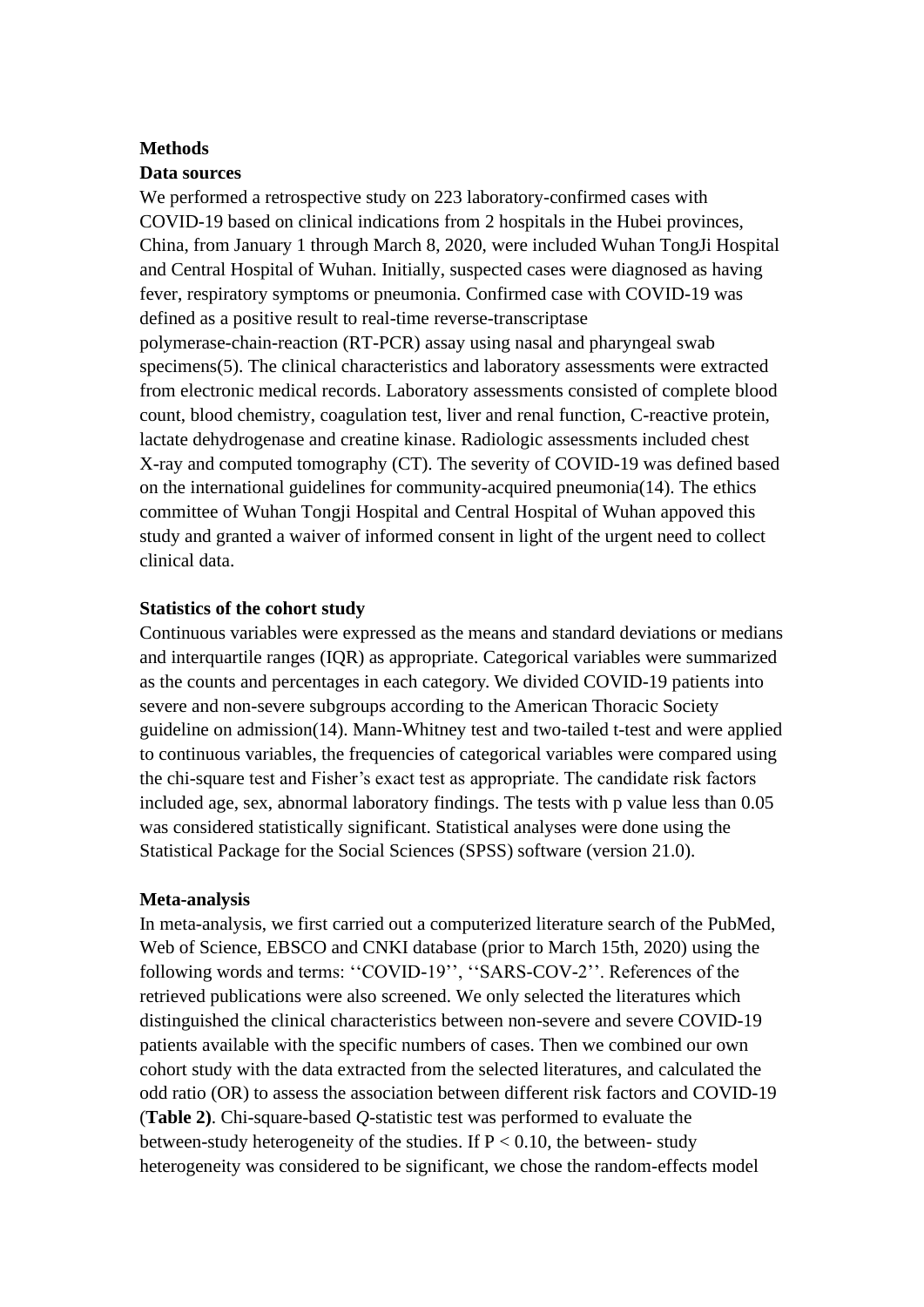## Methods

### Data sources

We performed a retrospective study on 223 laboratory-confirmed cases with COVID-19 based on clinical indications from 2 hospitals in the Hubei provinces, China, from January 1 through March 8, 2020, were included Wuhan TongJi Hospital and Central Hospital of Wuhan. Initially, suspected cases were diagnosed as having fever, respiratory symptoms or pneumonia. Confirmed case with COVID-19 was defined as a positive result to real-time reverse-transcriptase polymerase-chain-reaction (RT-PCR) assay using nasal and pharyngeal swab specimens(5). The clinical characteristics and laboratory assessments were extracted from electronic medical records. Laboratory assessments consisted of complete blood count, blood chemistry, coagulation test, liver and renal function, C-reactive protein, lactate dehydrogenase and creatine kinase. Radiologic assessments included chest X-ray and computed tomography (CT). The severity of COVID-19 was defined based on the international guidelines for community-acquired pneumonia(14). The ethics committee of Wuhan Tongji Hospital and Central Hospital of Wuhan appoved this study and granted a waiver of informed consent in light of the urgent need to collect clinical data.

### Statistics of the cohort study

Continuous variables were expressed as the means and standard deviations or medians and interquartile ranges (IQR) as appropriate. Categorical variables were summarized as the counts and percentages in each category. We divided COVID-19 patients into severe and non-severe subgroups according to the American Thoracic Society guideline on admission(14). Mann-Whitney test and two-tailed t-test and were applied to continuous variables, the frequencies of categorical variables were compared using the chi-square test and Fisher's exact test as appropriate. The candidate risk factors included age, sex, abnormal laboratory findings. The tests with p value less than 0.05 was considered statistically significant. Statistical analyses were done using the Statistical Package for the Social Sciences (SPSS) software (version 21.0).

### Meta-analysis

In meta-analysis, we first carried out a computerized literature search of the PubMed, Web of Science, EBSCO and CNKI database (prior to March 15th, 2020) using the following words and terms: ''COVID-19'', ''SARS-COV-2''. References of the retrieved publications were also screened. We only selected the literatures which distinguished the clinical characteristics between non-severe and severe COVID-19 patients available with the specific numbers of cases. Then we combined our own cohort study with the data extracted from the selected literatures, and calculated the odd ratio (OR) to assess the association between different risk factors and COVID-19 (**Table 2)**. Chi-square-based *Q*-statistic test was performed to evaluate the between-study heterogeneity of the studies. If $P < 0.10$, the between- study heterogeneity was considered to be significant, we chose the random-effects model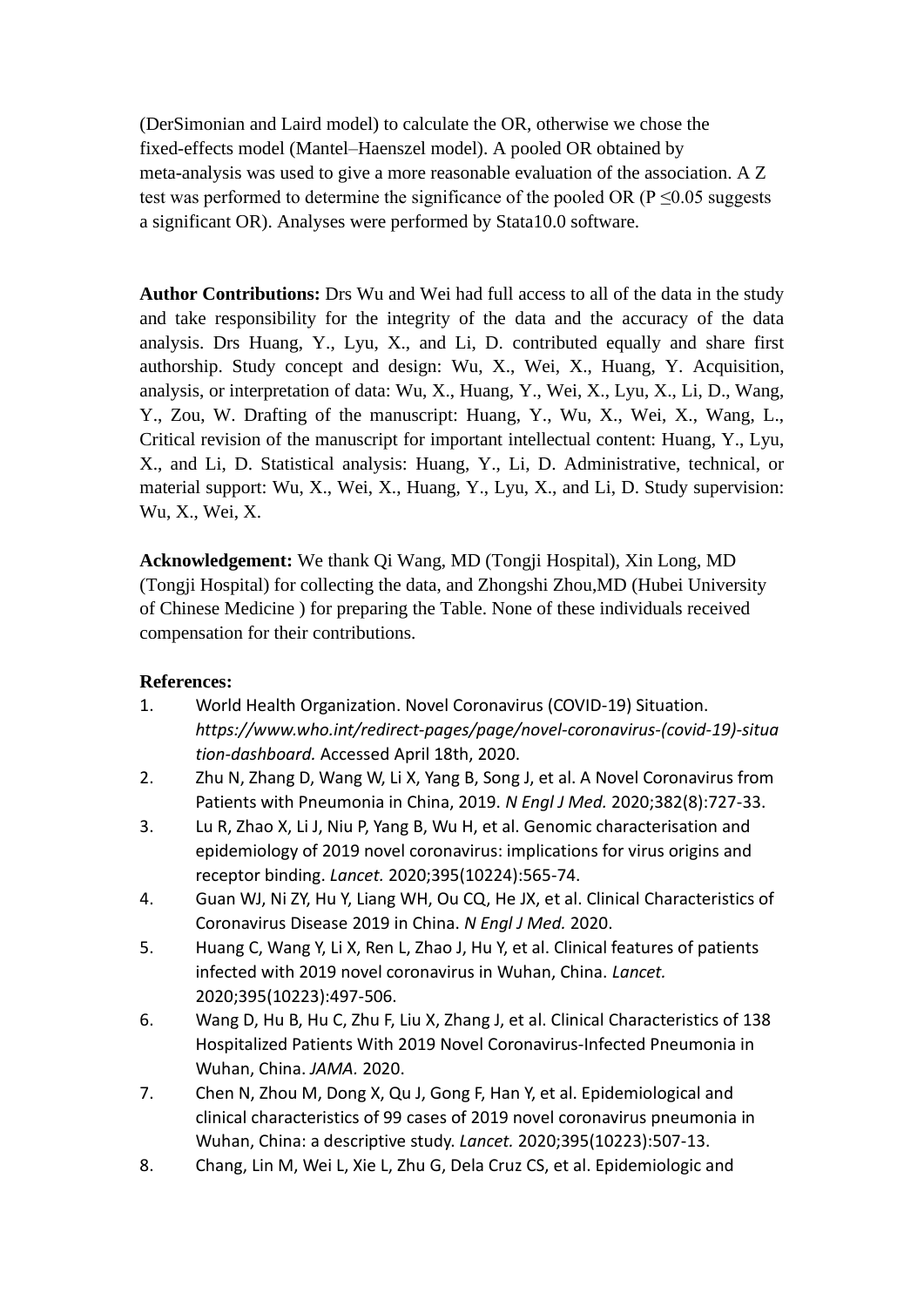(DerSimonian and Laird model) to calculate the OR, otherwise we chose the fixed-effects model (Mantel–Haenszel model). A pooled OR obtained by meta-analysis was used to give a more reasonable evaluation of the association. A Z test was performed to determine the significance of the pooled OR ($P \leq 0.05$ suggests a significant OR). Analyses were performed by Stata10.0 software.

**Author Contributions:** Drs Wu and Wei had full access to all of the data in the study and take responsibility for the integrity of the data and the accuracy of the data analysis. Drs Huang, Y., Lyu, X., and Li, D. contributed equally and share first authorship. Study concept and design: Wu, X., Wei, X., Huang, Y. Acquisition, analysis, or interpretation of data: Wu, X., Huang, Y., Wei, X., Lyu, X., Li, D., Wang, Y., Zou, W. Drafting of the manuscript: Huang, Y., Wu, X., Wei, X., Wang, L., Critical revision of the manuscript for important intellectual content: Huang, Y., Lyu, X., and Li, D. Statistical analysis: Huang, Y., Li, D. Administrative, technical, or material support: Wu, X., Wei, X., Huang, Y., Lyu, X., and Li, D. Study supervision: Wu, X., Wei, X.

**Acknowledgement:** We thank Qi Wang, MD (Tongji Hospital), Xin Long, MD (Tongji Hospital) for collecting the data, and Zhongshi Zhou,MD (Hubei University of Chinese Medicine ) for preparing the Table. None of these individuals received compensation for their contributions.

**References:**

1. World Health Organization. Novel Coronavirus (COVID-19) Situation. *https://www.who.int/redirect-pages/page/novel-coronavirus-(covid-19)-situation-dashboard.* Accessed April 18th, 2020.
2. Zhu N, Zhang D, Wang W, Li X, Yang B, Song J, et al. A Novel Coronavirus from Patients with Pneumonia in China, 2019. *N Engl J Med.* 2020;382(8):727-33.
3. Lu R, Zhao X, Li J, Niu P, Yang B, Wu H, et al. Genomic characterisation and epidemiology of 2019 novel coronavirus: implications for virus origins and receptor binding. *Lancet.* 2020;395(10224):565-74.
4. Guan WJ, Ni ZY, Hu Y, Liang WH, Ou CQ, He JX, et al. Clinical Characteristics of Coronavirus Disease 2019 in China. *N Engl J Med.* 2020.
5. Huang C, Wang Y, Li X, Ren L, Zhao J, Hu Y, et al. Clinical features of patients infected with 2019 novel coronavirus in Wuhan, China. *Lancet.* 2020;395(10223):497-506.
6. Wang D, Hu B, Hu C, Zhu F, Liu X, Zhang J, et al. Clinical Characteristics of 138 Hospitalized Patients With 2019 Novel Coronavirus-Infected Pneumonia in Wuhan, China. *JAMA.* 2020.
7. Chen N, Zhou M, Dong X, Qu J, Gong F, Han Y, et al. Epidemiological and clinical characteristics of 99 cases of 2019 novel coronavirus pneumonia in Wuhan, China: a descriptive study. *Lancet.* 2020;395(10223):507-13.
8. Chang, Lin M, Wei L, Xie L, Zhu G, Dela Cruz CS, et al. Epidemiologic and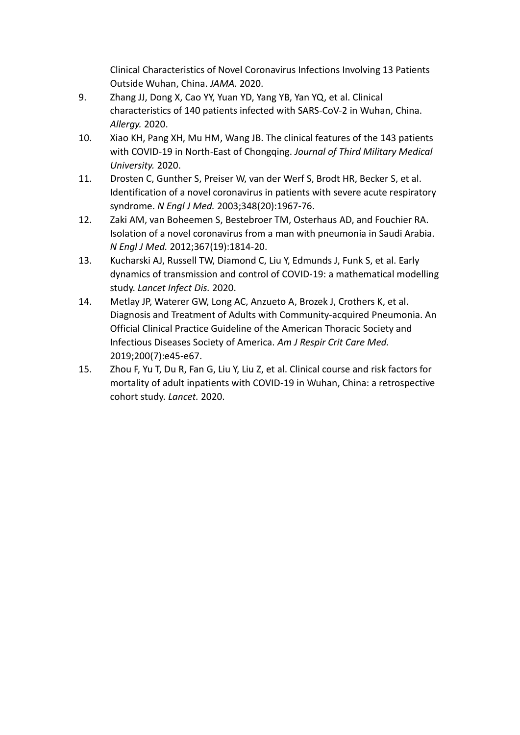Clinical Characteristics of Novel Coronavirus Infections Involving 13 Patients Outside Wuhan, China. *JAMA.* 2020.

9. Zhang JJ, Dong X, Cao YY, Yuan YD, Yang YB, Yan YQ, et al. Clinical characteristics of 140 patients infected with SARS-CoV-2 in Wuhan, China. *Allergy.* 2020.
10. Xiao KH, Pang XH, Mu HM, Wang JB. The clinical features of the 143 patients with COVID-19 in North-East of Chongqing. *Journal of Third Military Medical University.* 2020.
11. Drosten C, Gunther S, Preiser W, van der Werf S, Brodt HR, Becker S, et al. Identification of a novel coronavirus in patients with severe acute respiratory syndrome. *N Engl J Med.* 2003;348(20):1967-76.
12. Zaki AM, van Boheemen S, Bestebroer TM, Osterhaus AD, and Fouchier RA. Isolation of a novel coronavirus from a man with pneumonia in Saudi Arabia. *N Engl J Med.* 2012;367(19):1814-20.
13. Kucharski AJ, Russell TW, Diamond C, Liu Y, Edmunds J, Funk S, et al. Early dynamics of transmission and control of COVID-19: a mathematical modelling study. *Lancet Infect Dis.* 2020.
14. Metlay JP, Waterer GW, Long AC, Anzueto A, Brozek J, Crothers K, et al. Diagnosis and Treatment of Adults with Community-acquired Pneumonia. An Official Clinical Practice Guideline of the American Thoracic Society and Infectious Diseases Society of America. *Am J Respir Crit Care Med.* 2019;200(7):e45-e67.
15. Zhou F, Yu T, Du R, Fan G, Liu Y, Liu Z, et al. Clinical course and risk factors for mortality of adult inpatients with COVID-19 in Wuhan, China: a retrospective cohort study. *Lancet.* 2020.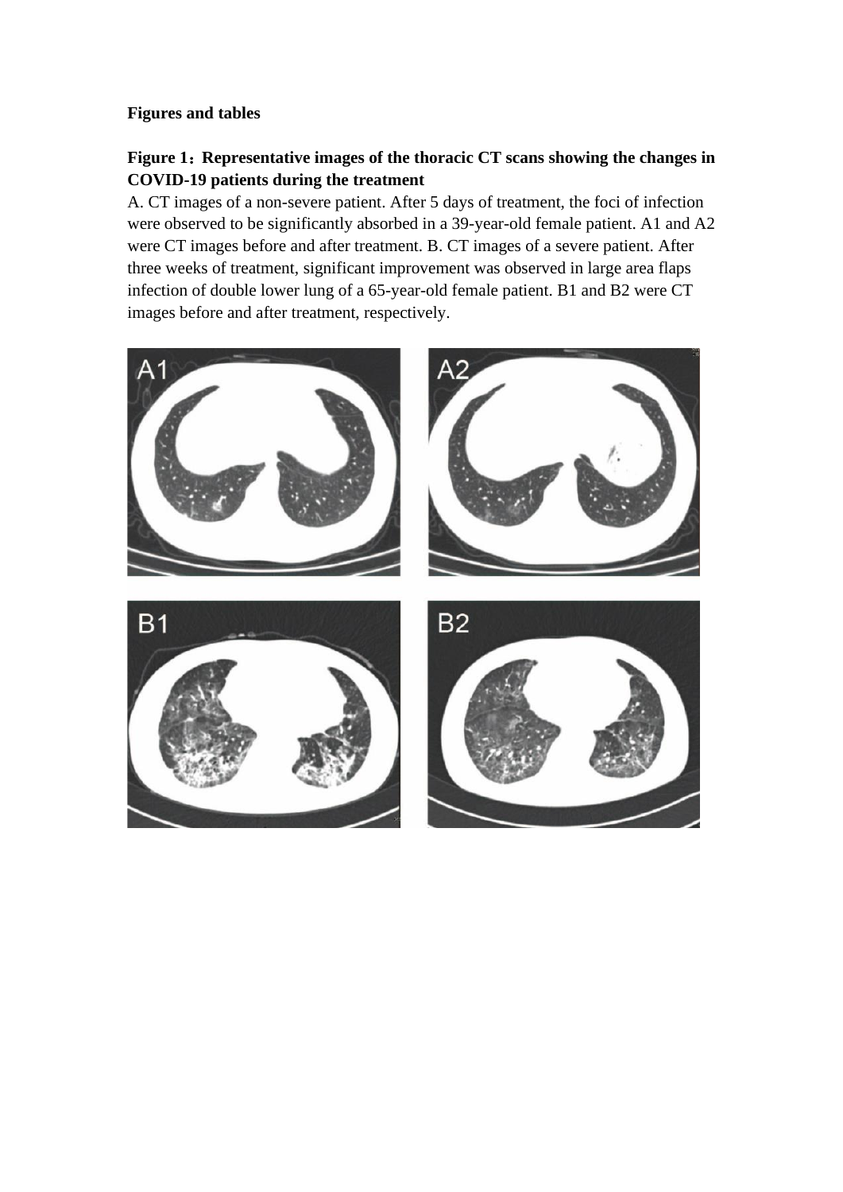**Figures and tables**

**Figure 1：Representative images of the thoracic CT scans showing the changes in COVID-19 patients during the treatment**

A. CT images of a non-severe patient. After 5 days of treatment, the foci of infection were observed to be significantly absorbed in a 39-year-old female patient. A1 and A2 were CT images before and after treatment. B. CT images of a severe patient. After three weeks of treatment, significant improvement was observed in large area flaps infection of double lower lung of a 65-year-old female patient. B1 and B2 were CT images before and after treatment, respectively.

A1

A2

B1

B2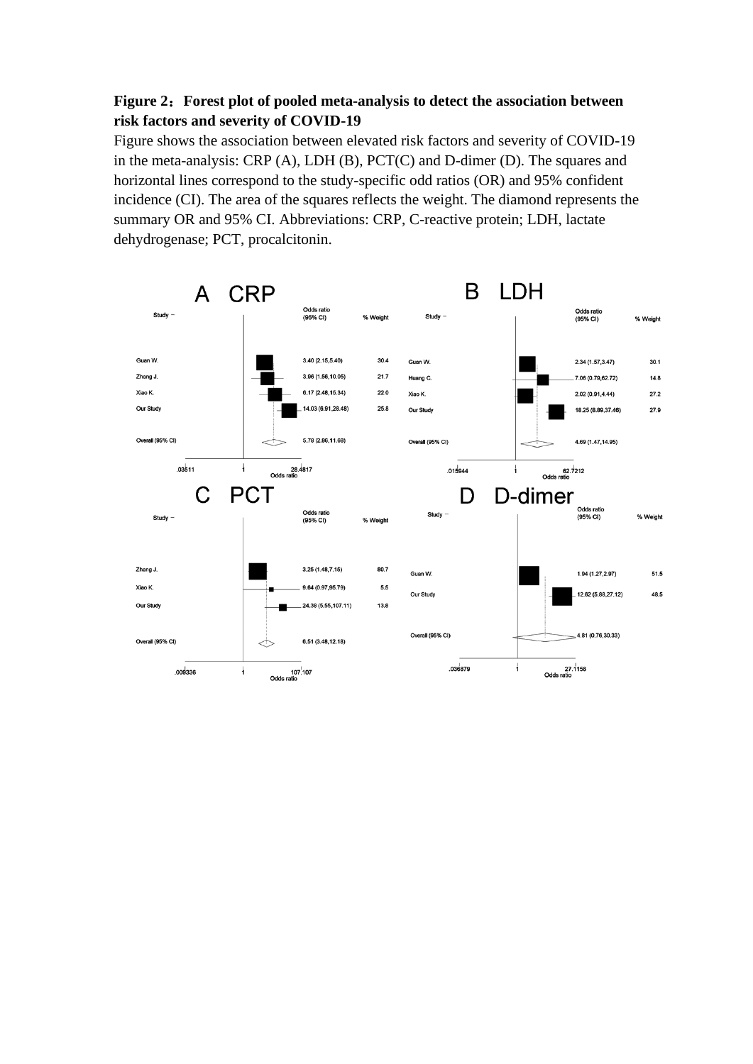**Figure 2：Forest plot of pooled meta-analysis to detect the association between risk factors and severity of COVID-19**

Figure shows the association between elevated risk factors and severity of COVID-19 in the meta-analysis: CRP (A), LDH (B), PCT(C) and D-dimer (D). The squares and horizontal lines correspond to the study-specific odd ratios (OR) and 95% confident incidence (CI). The area of the squares reflects the weight. The diamond represents the summary OR and 95% CI. Abbreviations: CRP, C-reactive protein; LDH, lactate dehydrogenase; PCT, procalcitonin.

A CRP

Study | Odds ratio (95% CI) | % Weight

Guan W. 3.40 (2.15,5.40) 30.4

Zhang J. 3.96 (1.56,10.05) 21.7

Xiao K. 6.17 (2.48,15.34) 22.0

Our Study 14.03 (6.91,28.48) 25.8

Overall (95% CI) 5.78 (2.86,11.68)

.03511 1 28.4817

Odds ratio

B LDH

Study | Odds ratio (95% CI) | % Weight

Guan W. 2.34 (1.57,3.47) 30.1

Huang C. 7.06 (0.79,62.72) 14.8

Xiao K. 2.02 (0.91,4.44) 27.2

Our Study 18.25 (8.89,37.48) 27.9

Overall (95% CI) 4.69 (1.47,14.95)

.015944 1 62.7212

Odds ratio

C PCT

Study | Odds ratio (95% CI) | % Weight

Zhang J. 3.25 (1.48,7.15) 80.7

Xiao K. 9.64 (0.97,95.79) 5.5

Our Study 24.38 (5.55,107.11) 13.8

Overall (95% CI) 6.51 (3.48,12.18)

.009336 1 107.107

Odds ratio

D D-dimer

Study | Odds ratio (95% CI) | % Weight

Guan W. 1.94 (1.27,2.97) 51.5

Our Study 12.62 (5.88,27.12) 48.5

Overall (95% CI) 4.81 (0.76,30.33)

.036879 1 27.1158

Odds ratio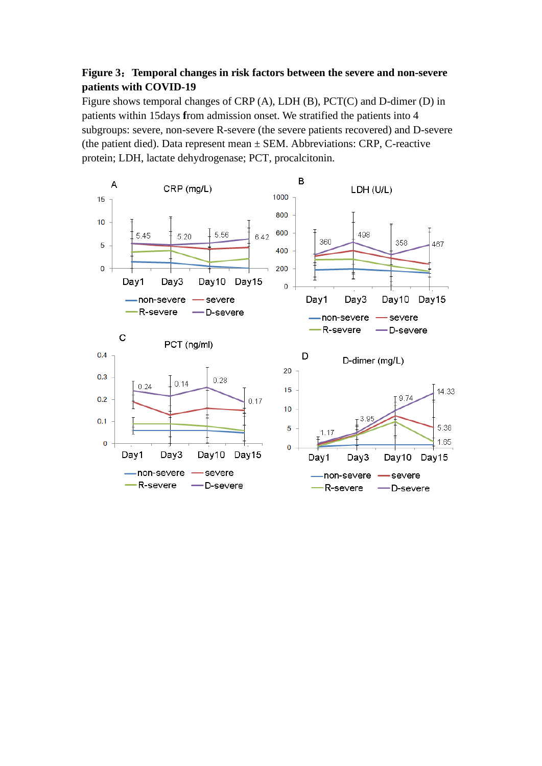**Figure 3：Temporal changes in risk factors between the severe and non-severe patients with COVID-19**

Figure shows temporal changes of CRP (A), LDH (B), PCT(C) and D-dimer (D) in patients within 15days **f**rom admission onset. We stratified the patients into 4 subgroups: severe, non-severe R-severe (the severe patients recovered) and D-severe (the patient died). Data represent mean ± SEM. Abbreviations: CRP, C-reactive protein; LDH, lactate dehydrogenase; PCT, procalcitonin.

A

CRP (mg/L)

15
10
5
0

5.45
5.20
5.56
6.42

Day1 Day3 Day10 Day15

non-severe severe
R-severe D-severe

B

LDH (U/L)

1000
800
600
400
200
0

360
498
358
467

Day1 Day3 Day10 Day15

non-severe severe
R-severe D-severe

C

PCT (ng/ml)

0.4
0.3
0.2
0.1
0

0.24
0.14
0.28
0.17

Day1 Day3 Day10 Day15

non-severe severe
R-severe D-severe

D

D-dimer (mg/L)

20
15
10
5
0

1.17
3.95
9.74
14.33
5.38
1.65

Day1 Day3 Day10 Day15

non-severe severe
R-severe D-severe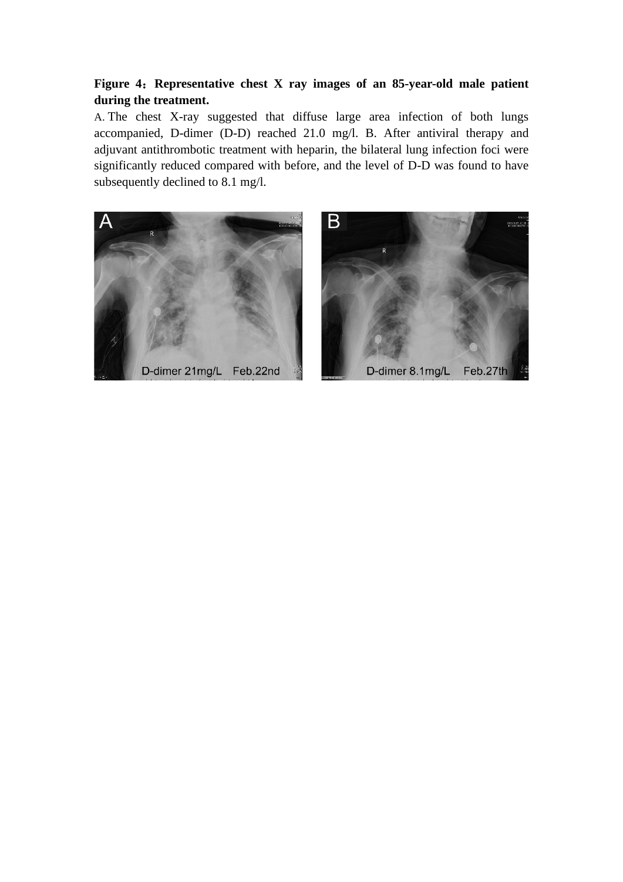**Figure 4：Representative chest X ray images of an 85-year-old male patient during the treatment.**

A. The chest X-ray suggested that diffuse large area infection of both lungs accompanied, D-dimer (D-D) reached 21.0 mg/l. B. After antiviral therapy and adjuvant antithrombotic treatment with heparin, the bilateral lung infection foci were significantly reduced compared with before, and the level of D-D was found to have subsequently declined to 8.1 mg/l.

A

D-dimer 21mg/L Feb.22nd

B

D-dimer 8.1mg/L Feb.27th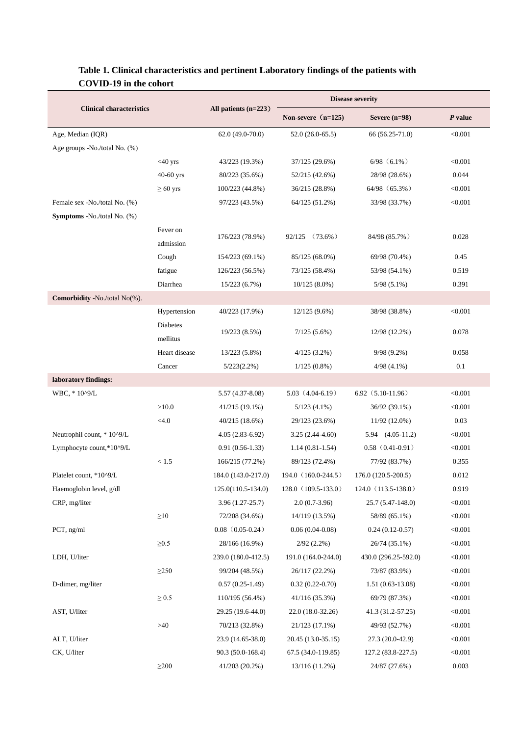**Table 1. Clinical characteristics and pertinent Laboratory findings of the patients with COVID-19 in the cohort**

| Clinical characteristics | | All patients (n=223) | Disease severity | | |
|---|---|---|---|---|---|
| | | | Non-severe（n=125) | Severe (n=98) | *P* value |
| Age, Median (IQR) | | 62.0 (49.0-70.0) | 52.0 (26.0-65.5) | 66 (56.25-71.0) | <0.001 |
| Age groups -No./total No. (%) | | | | | |
| | <40 yrs | 43/223 (19.3%) | 37/125 (29.6%) | 6/98（6.1%） | <0.001 |
| | 40-60 yrs | 80/223 (35.6%) | 52/215 (42.6%) | 28/98 (28.6%) | 0.044 |
| | ≥ 60 yrs | 100/223 (44.8%) | 36/215 (28.8%) | 64/98（65.3%） | <0.001 |
| Female sex -No./total No. (%) | | 97/223 (43.5%) | 64/125 (51.2%) | 33/98 (33.7%) | <0.001 |
| **Symptoms** -No./total No. (%) | | | | | |
| | Fever on admission | 176/223 (78.9%) | 92/125 （73.6%） | 84/98 (85.7%） | 0.028 |
| | Cough | 154/223 (69.1%) | 85/125 (68.0%) | 69/98 (70.4%) | 0.45 |
| | fatigue | 126/223 (56.5%) | 73/125 (58.4%) | 53/98 (54.1%) | 0.519 |
| | Diarrhea | 15/223 (6.7%) | 10/125 (8.0%) | 5/98 (5.1%) | 0.391 |
| **Comorbidity** -No./total No(%). | | | | | |
| | Hypertension | 40/223 (17.9%) | 12/125 (9.6%) | 38/98 (38.8%) | <0.001 |
| | Diabetes mellitus | 19/223 (8.5%) | 7/125 (5.6%) | 12/98 (12.2%) | 0.078 |
| | Heart disease | 13/223 (5.8%) | 4/125 (3.2%) | 9/98 (9.2%) | 0.058 |
| | Cancer | 5/223(2.2%) | 1/125 (0.8%) | 4/98 (4.1%) | 0.1 |
| **laboratory findings:** | | | | | |
| WBC, * 10^9/L | | 5.57 (4.37-8.08) | 5.03（4.04-6.19） | 6.92（5.10-11.96） | <0.001 |
| | >10.0 | 41/215 (19.1%) | 5/123 (4.1%) | 36/92 (39.1%) | <0.001 |
| | <4.0 | 40/215 (18.6%) | 29/123 (23.6%) | 11/92 (12.0%) | 0.03 |
| Neutrophil count, * 10^9/L | | 4.05 (2.83-6.92) | 3.25 (2.44-4.60) | 5.94 (4.05-11.2) | <0.001 |
| Lymphocyte count,*10^9/L | | 0.91 (0.56-1.33) | 1.14 (0.81-1.54) | 0.58（0.41-0.91） | <0.001 |
| | < 1.5 | 166/215 (77.2%) | 89/123 (72.4%) | 77/92 (83.7%) | 0.355 |
| Platelet count, *10^9/L | | 184.0 (143.0-217.0) | 194.0（160.0-244.5） | 176.0 (120.5-200.5) | 0.012 |
| Haemoglobin level, g/dl | | 125.0(110.5-134.0) | 128.0（109.5-133.0） | 124.0（113.5-138.0） | 0.919 |
| CRP, mg/liter | | 3.96 (1.27-25.7) | 2.0 (0.7-3.96) | 25.7 (5.47-148.0) | <0.001 |
| | ≥10 | 72/208 (34.6%) | 14/119 (13.5%) | 58/89 (65.1%) | <0.001 |
| PCT, ng/ml | | 0.08（0.05-0.24） | 0.06 (0.04-0.08) | 0.24 (0.12-0.57) | <0.001 |
| | ≥0.5 | 28/166 (16.9%) | 2/92 (2.2%) | 26/74 (35.1%) | <0.001 |
| LDH, U/liter | | 239.0 (180.0-412.5) | 191.0 (164.0-244.0) | 430.0 (296.25-592.0) | <0.001 |
| | ≥250 | 99/204 (48.5%) | 26/117 (22.2%) | 73/87 (83.9%) | <0.001 |
| D-dimer, mg/liter | | 0.57 (0.25-1.49) | 0.32 (0.22-0.70) | 1.51 (0.63-13.08) | <0.001 |
| | ≥ 0.5 | 110/195 (56.4%) | 41/116 (35.3%) | 69/79 (87.3%) | <0.001 |
| AST, U/liter | | 29.25 (19.6-44.0) | 22.0 (18.0-32.26) | 41.3 (31.2-57.25) | <0.001 |
| | >40 | 70/213 (32.8%) | 21/123 (17.1%) | 49/93 (52.7%) | <0.001 |
| ALT, U/liter | | 23.9 (14.65-38.0) | 20.45 (13.0-35.15) | 27.3 (20.0-42.9) | <0.001 |
| CK, U/liter | | 90.3 (50.0-168.4) | 67.5 (34.0-119.85) | 127.2 (83.8-227.5) | <0.001 |
| | ≥200 | 41/203 (20.2%) | 13/116 (11.2%) | 24/87 (27.6%) | 0.003 |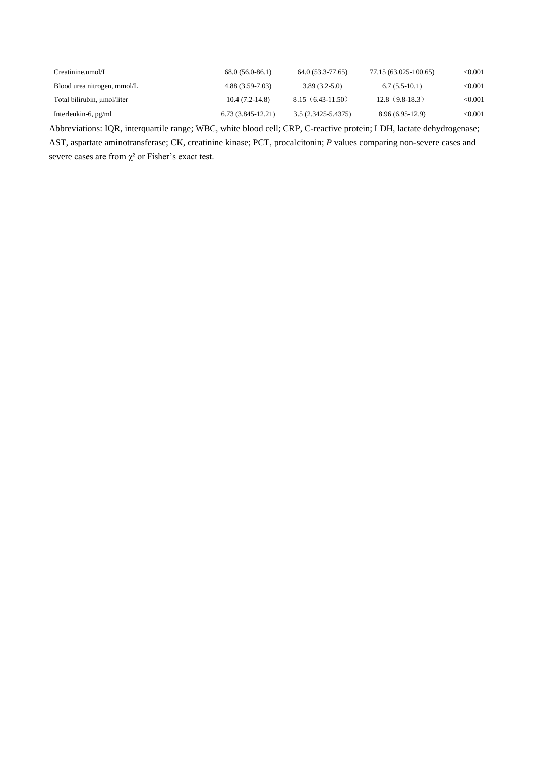| | | | | |
|---|---|---|---|---|
| Creatinine,umol/L | 68.0 (56.0-86.1) | 64.0 (53.3-77.65) | 77.15 (63.025-100.65) | <0.001 |
| Blood urea nitrogen, mmol/L | 4.88 (3.59-7.03) | 3.89 (3.2-5.0) | 6.7 (5.5-10.1) | <0.001 |
| Total bilirubin, μmol/liter | 10.4 (7.2-14.8) | 8.15（6.43-11.50） | 12.8（9.8-18.3） | <0.001 |
| Interleukin-6, pg/ml | 6.73 (3.845-12.21) | 3.5 (2.3425-5.4375) | 8.96 (6.95-12.9) | <0.001 |

Abbreviations: IQR, interquartile range; WBC, white blood cell; CRP, C-reactive protein; LDH, lactate dehydrogenase; AST, aspartate aminotransferase; CK, creatinine kinase; PCT, procalcitonin; *P* values comparing non-severe cases and severe cases are from $\chi^2$ or Fisher's exact test.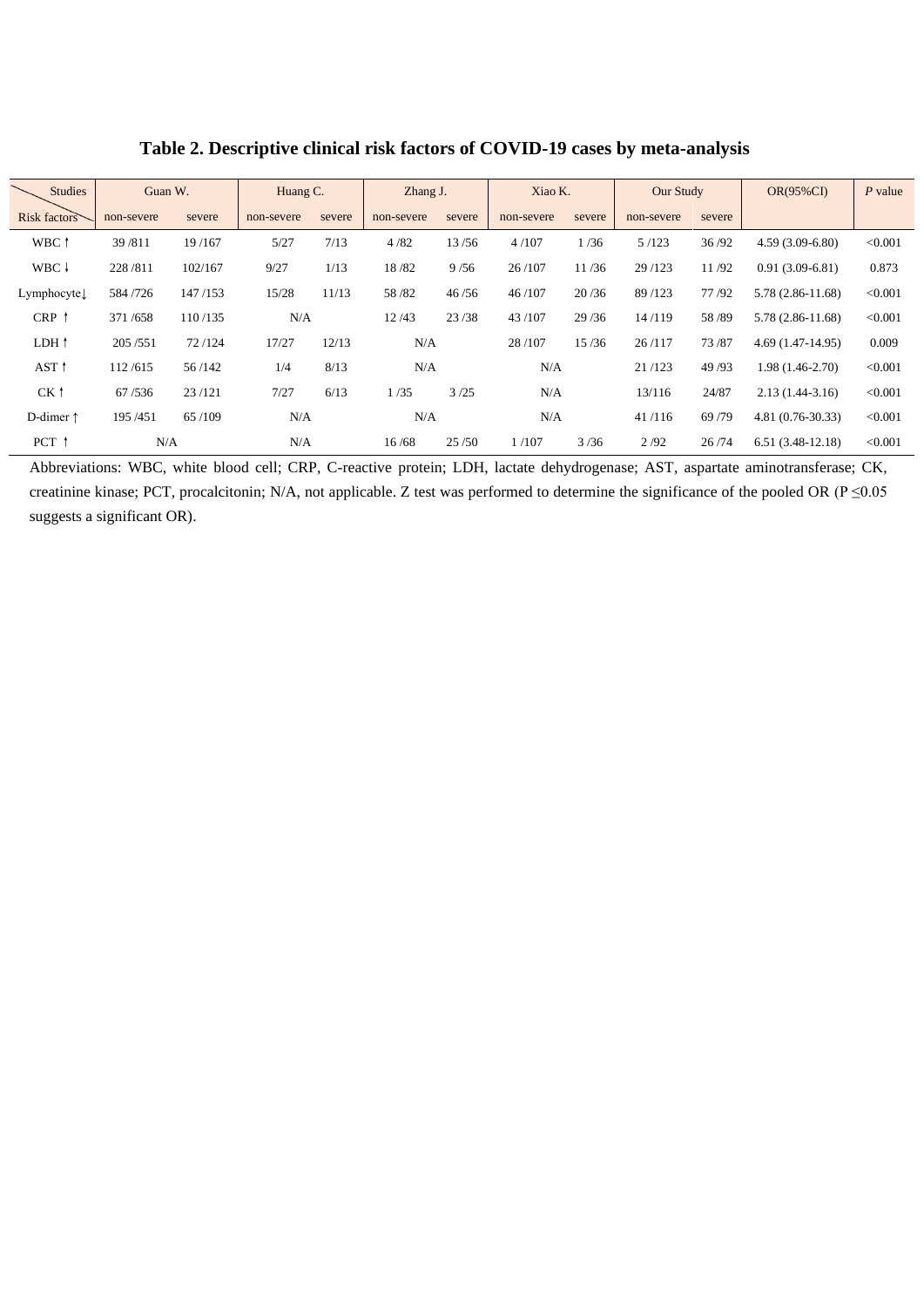# Table 2. Descriptive clinical risk factors of COVID-19 cases by meta-analysis

| Studies / Risk factors | Guan W. | | Huang C. | | Zhang J. | | Xiao K. | | Our Study | | OR(95%CI) | *P* value |
|---|---|---|---|---|---|---|---|---|---|---|---|---|
| | non-severe | severe | non-severe | severe | non-severe | severe | non-severe | severe | non-severe | severe | | |
| WBC ↑ | 39 /811 | 19 /167 | 5/27 | 7/13 | 4 /82 | 13 /56 | 4 /107 | 1 /36 | 5 /123 | 36 /92 | 4.59 (3.09-6.80) | <0.001 |
| WBC ↓ | 228 /811 | 102/167 | 9/27 | 1/13 | 18 /82 | 9 /56 | 26 /107 | 11 /36 | 29 /123 | 11 /92 | 0.91 (3.09-6.81) | 0.873 |
| Lymphocyte↓ | 584 /726 | 147 /153 | 15/28 | 11/13 | 58 /82 | 46 /56 | 46 /107 | 20 /36 | 89 /123 | 77 /92 | 5.78 (2.86-11.68) | <0.001 |
| CRP ↑ | 371 /658 | 110 /135 | N/A | | 12 /43 | 23 /38 | 43 /107 | 29 /36 | 14 /119 | 58 /89 | 5.78 (2.86-11.68) | <0.001 |
| LDH ↑ | 205 /551 | 72 /124 | 17/27 | 12/13 | N/A | | 28 /107 | 15 /36 | 26 /117 | 73 /87 | 4.69 (1.47-14.95) | 0.009 |
| AST ↑ | 112 /615 | 56 /142 | 1/4 | 8/13 | N/A | | N/A | | 21 /123 | 49 /93 | 1.98 (1.46-2.70) | <0.001 |
| CK ↑ | 67 /536 | 23 /121 | 7/27 | 6/13 | 1 /35 | 3 /25 | N/A | | 13/116 | 24/87 | 2.13 (1.44-3.16) | <0.001 |
| D-dimer ↑ | 195 /451 | 65 /109 | N/A | | N/A | | N/A | | 41 /116 | 69 /79 | 4.81 (0.76-30.33) | <0.001 |
| PCT ↑ | N/A | | N/A | | 16 /68 | 25 /50 | 1 /107 | 3 /36 | 2 /92 | 26 /74 | 6.51 (3.48-12.18) | <0.001 |

Abbreviations: WBC, white blood cell; CRP, C-reactive protein; LDH, lactate dehydrogenase; AST, aspartate aminotransferase; CK, creatinine kinase; PCT, procalcitonin; N/A, not applicable. Z test was performed to determine the significance of the pooled OR ($P \leq 0.05$ suggests a significant OR).